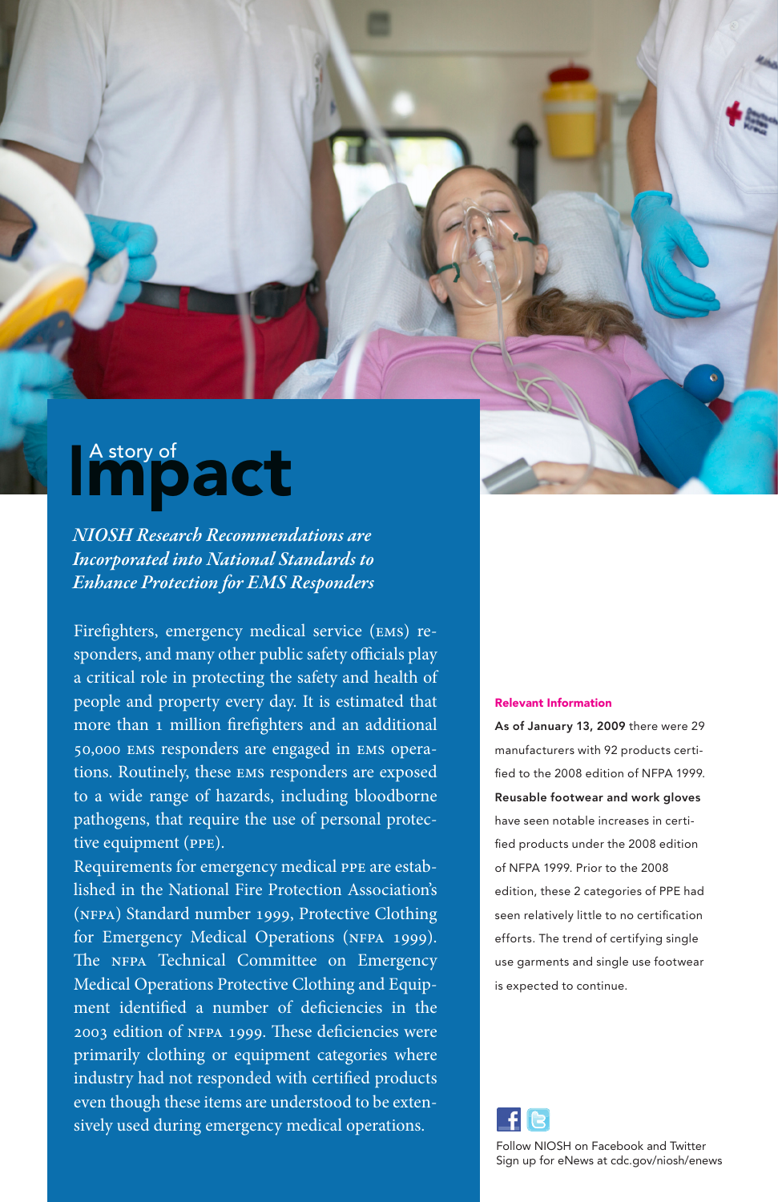# A story of Impact

*NIOSH Research Recommendations are Incorporated into National Standards to Enhance Protection for EMS Responders*

Firefighters, emergency medical service (EMS) responders, and many other public safety officials play a critical role in protecting the safety and health of people and property every day. It is estimated that more than 1 million firefighters and an additional 50,000 EMS responders are engaged in EMS operations. Routinely, these EMS responders are exposed to a wide range of hazards, including bloodborne pathogens, that require the use of personal protective equipment (PPE).

Requirements for emergency medical PPE are established in the National Fire Protection Association's (NFPA) Standard number 1999, Protective Clothing for Emergency Medical Operations (NFPA 1999). The NFPA Technical Committee on Emergency Medical Operations Protective Clothing and Equipment identified a number of deficiencies in the 2003 edition of NFPA 1999. These deficiencies were primarily clothing or equipment categories where industry had not responded with certified products even though these items are understood to be extensively used during emergency medical operations.

**Relevant Information**

**As of January 13, 2009** there were 29 manufacturers with 92 products certified to the 2008 edition of NFPA 1999. **Reusable footwear and work gloves** have seen notable increases in certified products under the 2008 edition of NFPA 1999. Prior to the 2008 edition, these 2 categories of PPE had seen relatively little to no certification efforts. The trend of certifying single use garments and single use footwear is expected to continue.

Follow NIOSH on Facebook and Twitter
Sign up for eNews at cdc.gov/niosh/enews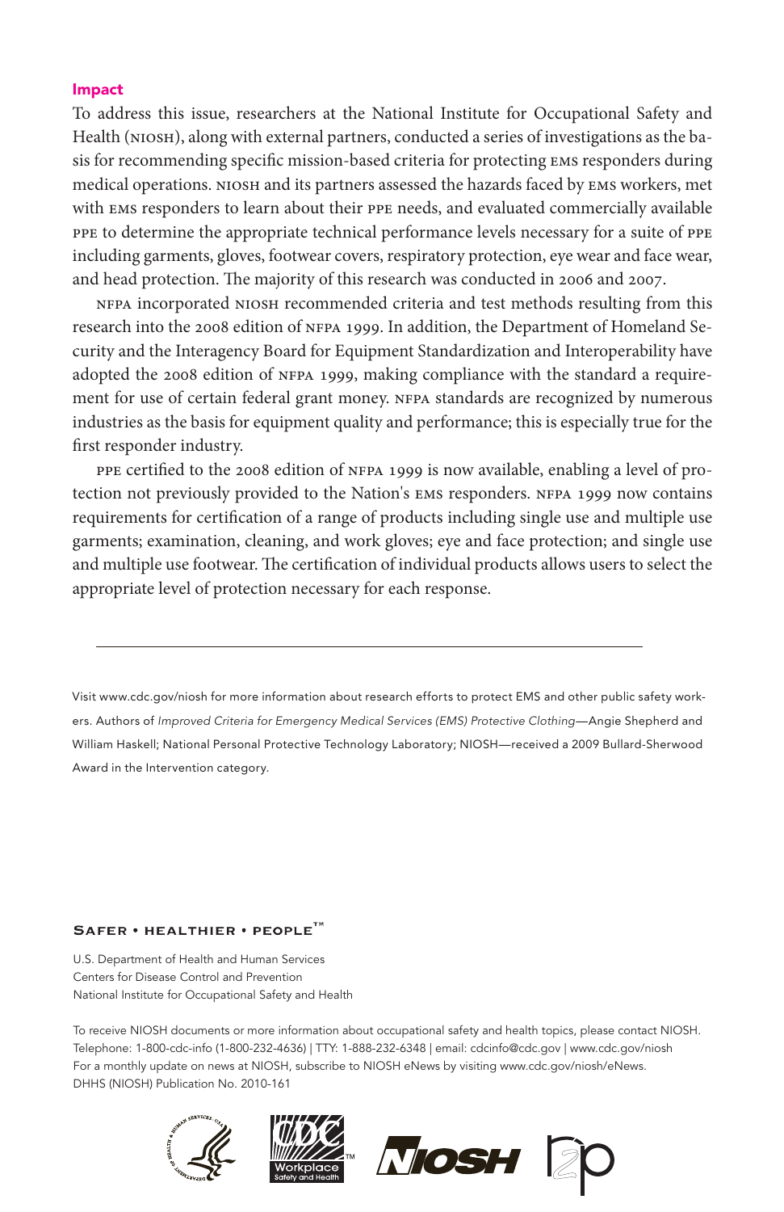## Impact

To address this issue, researchers at the National Institute for Occupational Safety and Health (NIOSH), along with external partners, conducted a series of investigations as the basis for recommending specific mission-based criteria for protecting EMS responders during medical operations. NIOSH and its partners assessed the hazards faced by EMS workers, met with EMS responders to learn about their PPE needs, and evaluated commercially available PPE to determine the appropriate technical performance levels necessary for a suite of PPE including garments, gloves, footwear covers, respiratory protection, eye wear and face wear, and head protection. The majority of this research was conducted in 2006 and 2007.

NFPA incorporated NIOSH recommended criteria and test methods resulting from this research into the 2008 edition of NFPA 1999. In addition, the Department of Homeland Security and the Interagency Board for Equipment Standardization and Interoperability have adopted the 2008 edition of NFPA 1999, making compliance with the standard a requirement for use of certain federal grant money. NFPA standards are recognized by numerous industries as the basis for equipment quality and performance; this is especially true for the first responder industry.

PPE certified to the 2008 edition of NFPA 1999 is now available, enabling a level of protection not previously provided to the Nation's EMS responders. NFPA 1999 now contains requirements for certification of a range of products including single use and multiple use garments; examination, cleaning, and work gloves; eye and face protection; and single use and multiple use footwear. The certification of individual products allows users to select the appropriate level of protection necessary for each response.

---

Visit www.cdc.gov/niosh for more information about research efforts to protect EMS and other public safety workers. Authors of *Improved Criteria for Emergency Medical Services (EMS) Protective Clothing*—Angie Shepherd and William Haskell; National Personal Protective Technology Laboratory; NIOSH—received a 2009 Bullard-Sherwood Award in the Intervention category.

SAFER • HEALTHIER • PEOPLE™

U.S. Department of Health and Human Services
Centers for Disease Control and Prevention
National Institute for Occupational Safety and Health

To receive NIOSH documents or more information about occupational safety and health topics, please contact NIOSH.
Telephone: 1-800-cdc-info (1-800-232-4636) | TTY: 1-888-232-6348 | email: cdcinfo@cdc.gov | www.cdc.gov/niosh
For a monthly update on news at NIOSH, subscribe to NIOSH eNews by visiting www.cdc.gov/niosh/eNews.
DHHS (NIOSH) Publication No. 2010-161